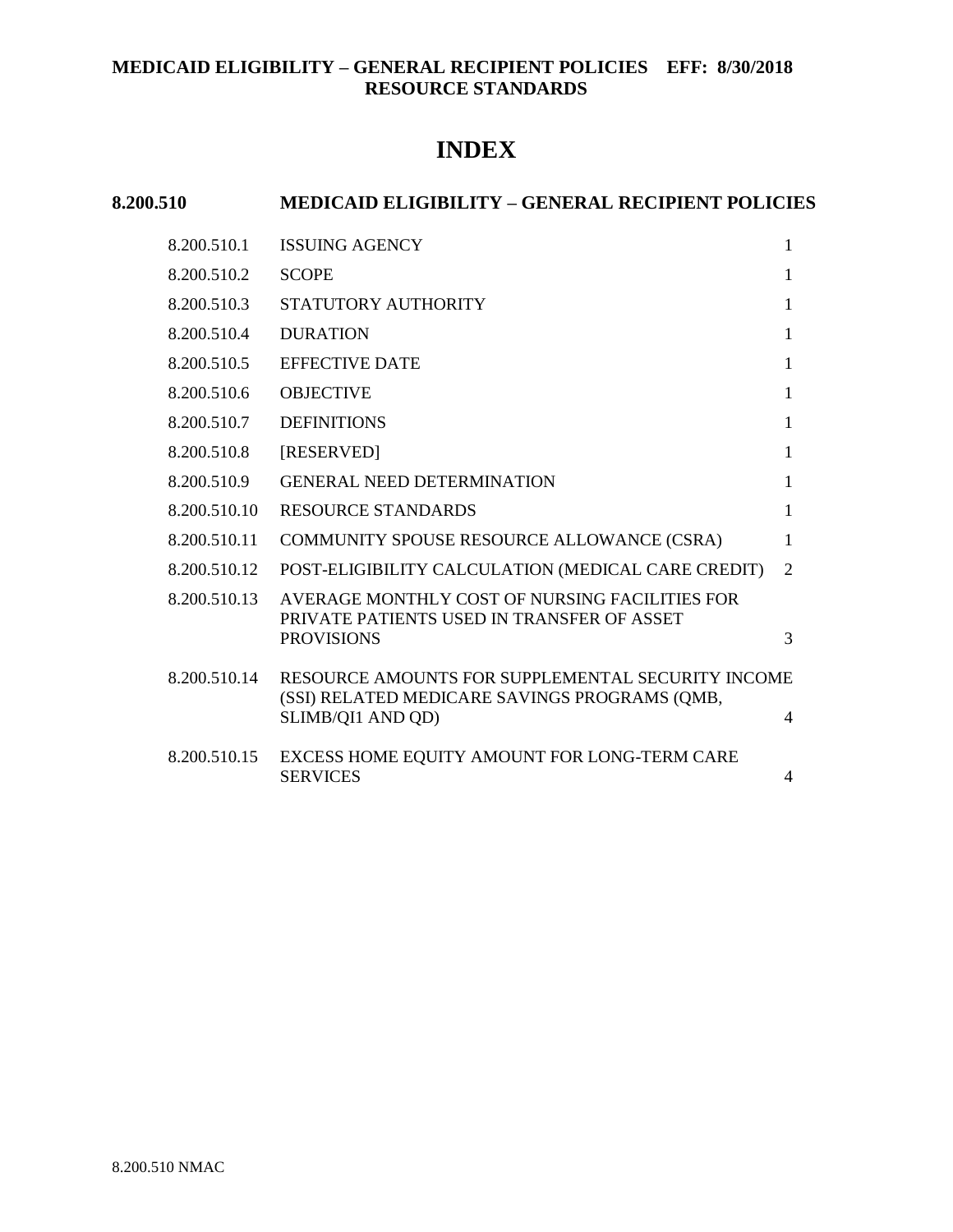**MEDICAID ELIGIBILITY – GENERAL RECIPIENT POLICIES EFF: 8/30/2018**
**RESOURCE STANDARDS**

# INDEX

## 8.200.510 MEDICAID ELIGIBILITY – GENERAL RECIPIENT POLICIES

| Section | Title | Page |
|---|---|---|
| 8.200.510.1 | ISSUING AGENCY | 1 |
| 8.200.510.2 | SCOPE | 1 |
| 8.200.510.3 | STATUTORY AUTHORITY | 1 |
| 8.200.510.4 | DURATION | 1 |
| 8.200.510.5 | EFFECTIVE DATE | 1 |
| 8.200.510.6 | OBJECTIVE | 1 |
| 8.200.510.7 | DEFINITIONS | 1 |
| 8.200.510.8 | [RESERVED] | 1 |
| 8.200.510.9 | GENERAL NEED DETERMINATION | 1 |
| 8.200.510.10 | RESOURCE STANDARDS | 1 |
| 8.200.510.11 | COMMUNITY SPOUSE RESOURCE ALLOWANCE (CSRA) | 1 |
| 8.200.510.12 | POST-ELIGIBILITY CALCULATION (MEDICAL CARE CREDIT) | 2 |
| 8.200.510.13 | AVERAGE MONTHLY COST OF NURSING FACILITIES FOR PRIVATE PATIENTS USED IN TRANSFER OF ASSET PROVISIONS | 3 |
| 8.200.510.14 | RESOURCE AMOUNTS FOR SUPPLEMENTAL SECURITY INCOME (SSI) RELATED MEDICARE SAVINGS PROGRAMS (QMB, SLIMB/QI1 AND QD) | 4 |
| 8.200.510.15 | EXCESS HOME EQUITY AMOUNT FOR LONG-TERM CARE SERVICES | 4 |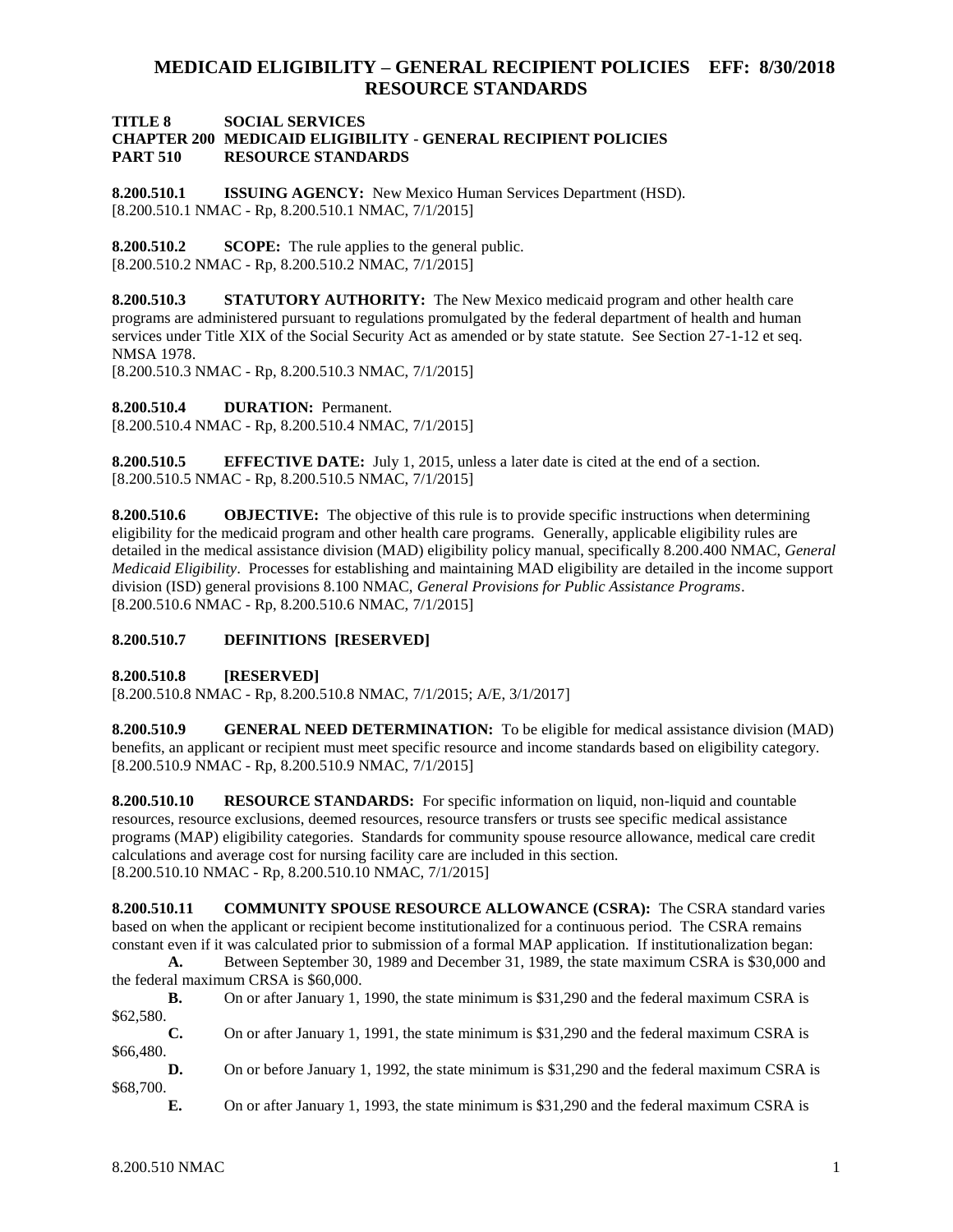# MEDICAID ELIGIBILITY – GENERAL RECIPIENT POLICIES EFF: 8/30/2018 RESOURCE STANDARDS

**TITLE 8 SOCIAL SERVICES**
**CHAPTER 200 MEDICAID ELIGIBILITY - GENERAL RECIPIENT POLICIES**
**PART 510 RESOURCE STANDARDS**

**8.200.510.1 ISSUING AGENCY:** New Mexico Human Services Department (HSD).
[8.200.510.1 NMAC - Rp, 8.200.510.1 NMAC, 7/1/2015]

**8.200.510.2 SCOPE:** The rule applies to the general public.
[8.200.510.2 NMAC - Rp, 8.200.510.2 NMAC, 7/1/2015]

**8.200.510.3 STATUTORY AUTHORITY:** The New Mexico medicaid program and other health care programs are administered pursuant to regulations promulgated by the federal department of health and human services under Title XIX of the Social Security Act as amended or by state statute. See Section 27-1-12 et seq. NMSA 1978.
[8.200.510.3 NMAC - Rp, 8.200.510.3 NMAC, 7/1/2015]

**8.200.510.4 DURATION:** Permanent.
[8.200.510.4 NMAC - Rp, 8.200.510.4 NMAC, 7/1/2015]

**8.200.510.5 EFFECTIVE DATE:** July 1, 2015, unless a later date is cited at the end of a section.
[8.200.510.5 NMAC - Rp, 8.200.510.5 NMAC, 7/1/2015]

**8.200.510.6 OBJECTIVE:** The objective of this rule is to provide specific instructions when determining eligibility for the medicaid program and other health care programs. Generally, applicable eligibility rules are detailed in the medical assistance division (MAD) eligibility policy manual, specifically 8.200.400 NMAC, *General Medicaid Eligibility*. Processes for establishing and maintaining MAD eligibility are detailed in the income support division (ISD) general provisions 8.100 NMAC, *General Provisions for Public Assistance Programs*.
[8.200.510.6 NMAC - Rp, 8.200.510.6 NMAC, 7/1/2015]

**8.200.510.7 DEFINITIONS [RESERVED]**

**8.200.510.8 [RESERVED]**
[8.200.510.8 NMAC - Rp, 8.200.510.8 NMAC, 7/1/2015; A/E, 3/1/2017]

**8.200.510.9 GENERAL NEED DETERMINATION:** To be eligible for medical assistance division (MAD) benefits, an applicant or recipient must meet specific resource and income standards based on eligibility category.
[8.200.510.9 NMAC - Rp, 8.200.510.9 NMAC, 7/1/2015]

**8.200.510.10 RESOURCE STANDARDS:** For specific information on liquid, non-liquid and countable resources, resource exclusions, deemed resources, resource transfers or trusts see specific medical assistance programs (MAP) eligibility categories. Standards for community spouse resource allowance, medical care credit calculations and average cost for nursing facility care are included in this section.
[8.200.510.10 NMAC - Rp, 8.200.510.10 NMAC, 7/1/2015]

**8.200.510.11 COMMUNITY SPOUSE RESOURCE ALLOWANCE (CSRA):** The CSRA standard varies based on when the applicant or recipient become institutionalized for a continuous period. The CSRA remains constant even if it was calculated prior to submission of a formal MAP application. If institutionalization began:

**A.** Between September 30, 1989 and December 31, 1989, the state maximum CSRA is $30,000 and the federal maximum CRSA is $60,000.

**B.** On or after January 1, 1990, the state minimum is $31,290 and the federal maximum CSRA is $62,580.

**C.** On or after January 1, 1991, the state minimum is $31,290 and the federal maximum CSRA is $66,480.

**D.** On or before January 1, 1992, the state minimum is $31,290 and the federal maximum CSRA is $68,700.

**E.** On or after January 1, 1993, the state minimum is $31,290 and the federal maximum CSRA is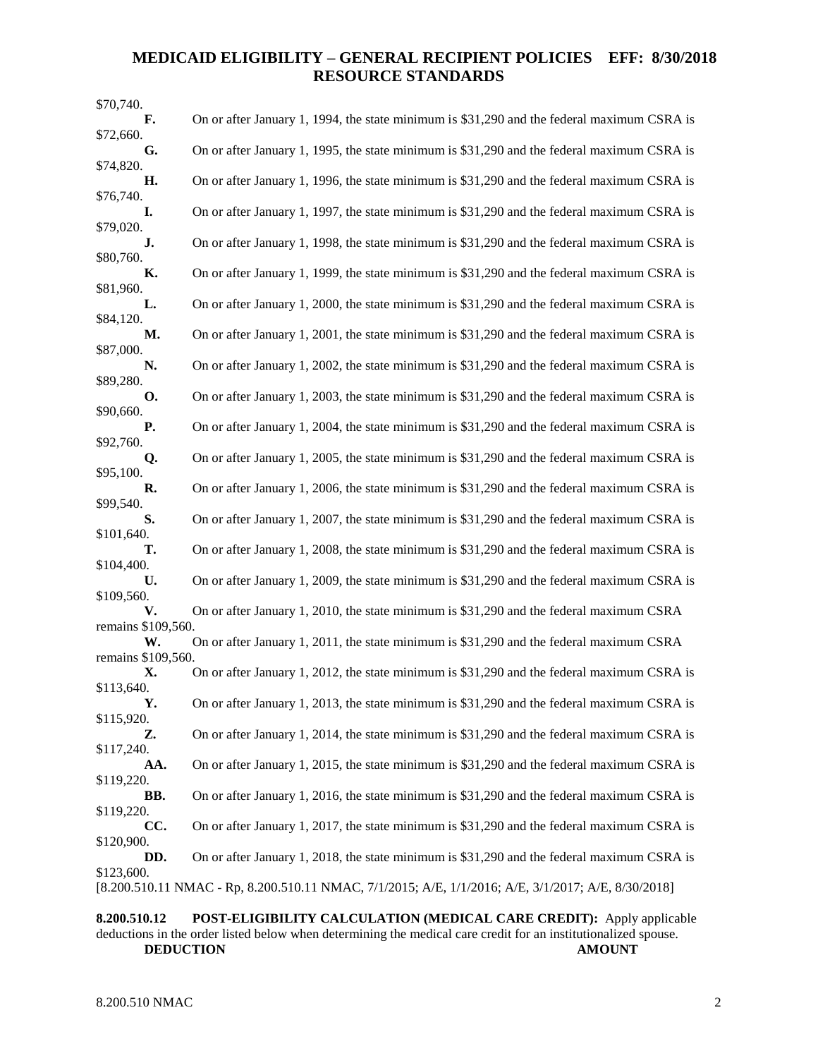$70,740.

**F.** On or after January 1, 1994, the state minimum is $31,290 and the federal maximum CSRA is $72,660.

**G.** On or after January 1, 1995, the state minimum is $31,290 and the federal maximum CSRA is $74,820.

**H.** On or after January 1, 1996, the state minimum is $31,290 and the federal maximum CSRA is $76,740.

**I.** On or after January 1, 1997, the state minimum is $31,290 and the federal maximum CSRA is $79,020.

**J.** On or after January 1, 1998, the state minimum is $31,290 and the federal maximum CSRA is $80,760.

**K.** On or after January 1, 1999, the state minimum is $31,290 and the federal maximum CSRA is $81,960.

**L.** On or after January 1, 2000, the state minimum is $31,290 and the federal maximum CSRA is $84,120.

**M.** On or after January 1, 2001, the state minimum is $31,290 and the federal maximum CSRA is $87,000.

**N.** On or after January 1, 2002, the state minimum is $31,290 and the federal maximum CSRA is $89,280.

**O.** On or after January 1, 2003, the state minimum is $31,290 and the federal maximum CSRA is $90,660.

**P.** On or after January 1, 2004, the state minimum is $31,290 and the federal maximum CSRA is $92,760.

**Q.** On or after January 1, 2005, the state minimum is $31,290 and the federal maximum CSRA is $95,100.

**R.** On or after January 1, 2006, the state minimum is $31,290 and the federal maximum CSRA is $99,540.

**S.** On or after January 1, 2007, the state minimum is $31,290 and the federal maximum CSRA is $101,640.

**T.** On or after January 1, 2008, the state minimum is $31,290 and the federal maximum CSRA is $104,400.

**U.** On or after January 1, 2009, the state minimum is $31,290 and the federal maximum CSRA is $109,560.

**V.** On or after January 1, 2010, the state minimum is $31,290 and the federal maximum CSRA remains $109,560.

**W.** On or after January 1, 2011, the state minimum is $31,290 and the federal maximum CSRA remains $109,560.

**X.** On or after January 1, 2012, the state minimum is $31,290 and the federal maximum CSRA is $113,640.

**Y.** On or after January 1, 2013, the state minimum is $31,290 and the federal maximum CSRA is $115,920.

**Z.** On or after January 1, 2014, the state minimum is $31,290 and the federal maximum CSRA is $117,240.

**AA.** On or after January 1, 2015, the state minimum is $31,290 and the federal maximum CSRA is $119,220.

**BB.** On or after January 1, 2016, the state minimum is $31,290 and the federal maximum CSRA is $119,220.

**CC.** On or after January 1, 2017, the state minimum is $31,290 and the federal maximum CSRA is $120,900.

**DD.** On or after January 1, 2018, the state minimum is $31,290 and the federal maximum CSRA is $123,600.

[8.200.510.11 NMAC - Rp, 8.200.510.11 NMAC, 7/1/2015; A/E, 1/1/2016; A/E, 3/1/2017; A/E, 8/30/2018]

**8.200.510.12 POST-ELIGIBILITY CALCULATION (MEDICAL CARE CREDIT):** Apply applicable deductions in the order listed below when determining the medical care credit for an institutionalized spouse.

| **DEDUCTION** | **AMOUNT** |
|---|---|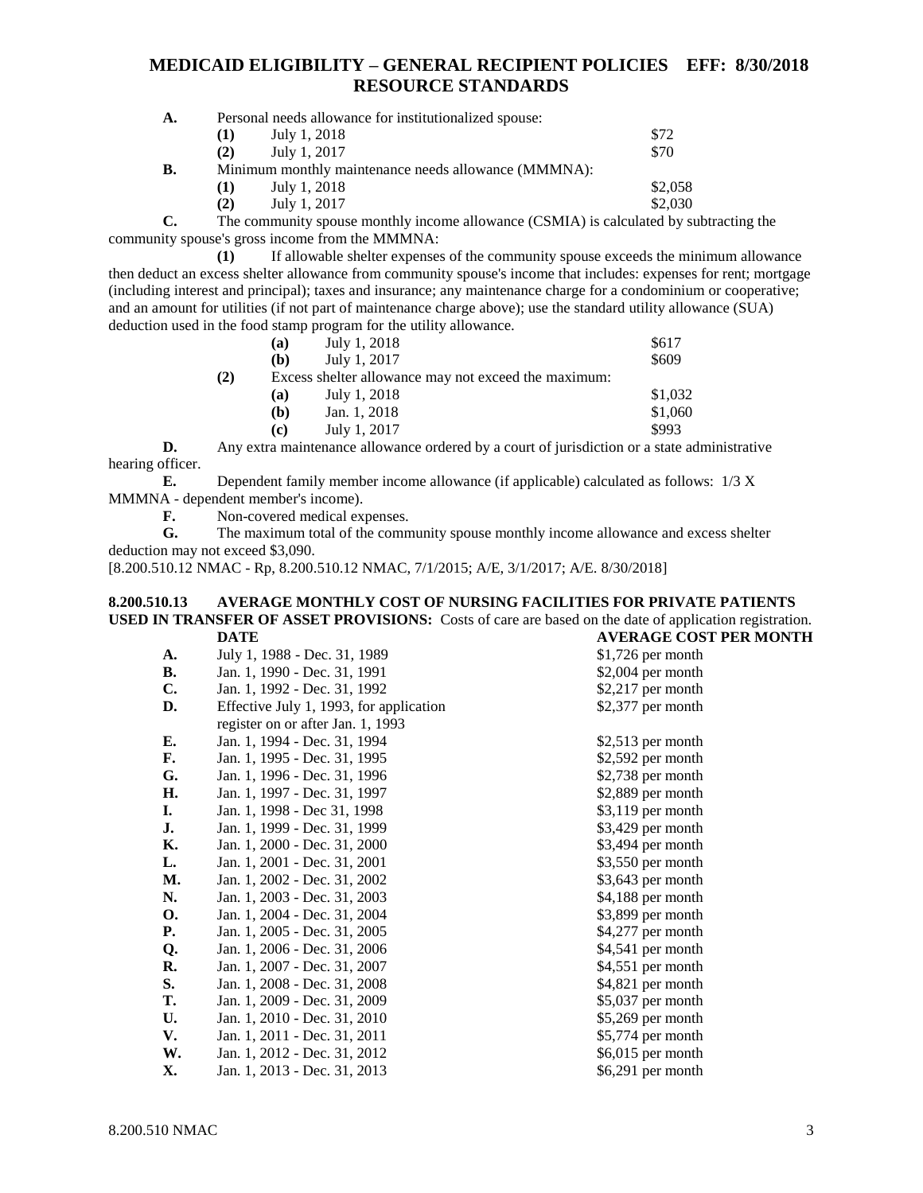**A.** Personal needs allowance for institutionalized spouse:

| | | |
|---|---|---|
| **(1)** | July 1, 2018 | $72 |
| **(2)** | July 1, 2017 | $70 |

**B.** Minimum monthly maintenance needs allowance (MMMNA):

| | | |
|---|---|---|
| **(1)** | July 1, 2018 | $2,058 |
| **(2)** | July 1, 2017 | $2,030 |

**C.** The community spouse monthly income allowance (CSMIA) is calculated by subtracting the community spouse's gross income from the MMMNA:

**(1)** If allowable shelter expenses of the community spouse exceeds the minimum allowance then deduct an excess shelter allowance from community spouse's income that includes: expenses for rent; mortgage (including interest and principal); taxes and insurance; any maintenance charge for a condominium or cooperative; and an amount for utilities (if not part of maintenance charge above); use the standard utility allowance (SUA) deduction used in the food stamp program for the utility allowance.

| | | |
|---|---|---|
| **(a)** | July 1, 2018 | $617 |
| **(b)** | July 1, 2017 | $609 |

**(2)** Excess shelter allowance may not exceed the maximum:

| | | |
|---|---|---|
| **(a)** | July 1, 2018 | $1,032 |
| **(b)** | Jan. 1, 2018 | $1,060 |
| **(c)** | July 1, 2017 | $993 |

**D.** Any extra maintenance allowance ordered by a court of jurisdiction or a state administrative hearing officer.

**E.** Dependent family member income allowance (if applicable) calculated as follows: 1/3 X MMMNA - dependent member's income).

**F.** Non-covered medical expenses.

**G.** The maximum total of the community spouse monthly income allowance and excess shelter deduction may not exceed $3,090.

[8.200.510.12 NMAC - Rp, 8.200.510.12 NMAC, 7/1/2015; A/E, 3/1/2017; A/E. 8/30/2018]

**8.200.510.13 AVERAGE MONTHLY COST OF NURSING FACILITIES FOR PRIVATE PATIENTS USED IN TRANSFER OF ASSET PROVISIONS:** Costs of care are based on the date of application registration.

| | DATE | AVERAGE COST PER MONTH |
|---|---|---|
| **A.** | July 1, 1988 - Dec. 31, 1989 | $1,726 per month |
| **B.** | Jan. 1, 1990 - Dec. 31, 1991 | $2,004 per month |
| **C.** | Jan. 1, 1992 - Dec. 31, 1992 | $2,217 per month |
| **D.** | Effective July 1, 1993, for application register on or after Jan. 1, 1993 | $2,377 per month |
| **E.** | Jan. 1, 1994 - Dec. 31, 1994 | $2,513 per month |
| **F.** | Jan. 1, 1995 - Dec. 31, 1995 | $2,592 per month |
| **G.** | Jan. 1, 1996 - Dec. 31, 1996 | $2,738 per month |
| **H.** | Jan. 1, 1997 - Dec. 31, 1997 | $2,889 per month |
| **I.** | Jan. 1, 1998 - Dec 31, 1998 | $3,119 per month |
| **J.** | Jan. 1, 1999 - Dec. 31, 1999 | $3,429 per month |
| **K.** | Jan. 1, 2000 - Dec. 31, 2000 | $3,494 per month |
| **L.** | Jan. 1, 2001 - Dec. 31, 2001 | $3,550 per month |
| **M.** | Jan. 1, 2002 - Dec. 31, 2002 | $3,643 per month |
| **N.** | Jan. 1, 2003 - Dec. 31, 2003 | $4,188 per month |
| **O.** | Jan. 1, 2004 - Dec. 31, 2004 | $3,899 per month |
| **P.** | Jan. 1, 2005 - Dec. 31, 2005 | $4,277 per month |
| **Q.** | Jan. 1, 2006 - Dec. 31, 2006 | $4,541 per month |
| **R.** | Jan. 1, 2007 - Dec. 31, 2007 | $4,551 per month |
| **S.** | Jan. 1, 2008 - Dec. 31, 2008 | $4,821 per month |
| **T.** | Jan. 1, 2009 - Dec. 31, 2009 | $5,037 per month |
| **U.** | Jan. 1, 2010 - Dec. 31, 2010 | $5,269 per month |
| **V.** | Jan. 1, 2011 - Dec. 31, 2011 | $5,774 per month |
| **W.** | Jan. 1, 2012 - Dec. 31, 2012 | $6,015 per month |
| **X.** | Jan. 1, 2013 - Dec. 31, 2013 | $6,291 per month |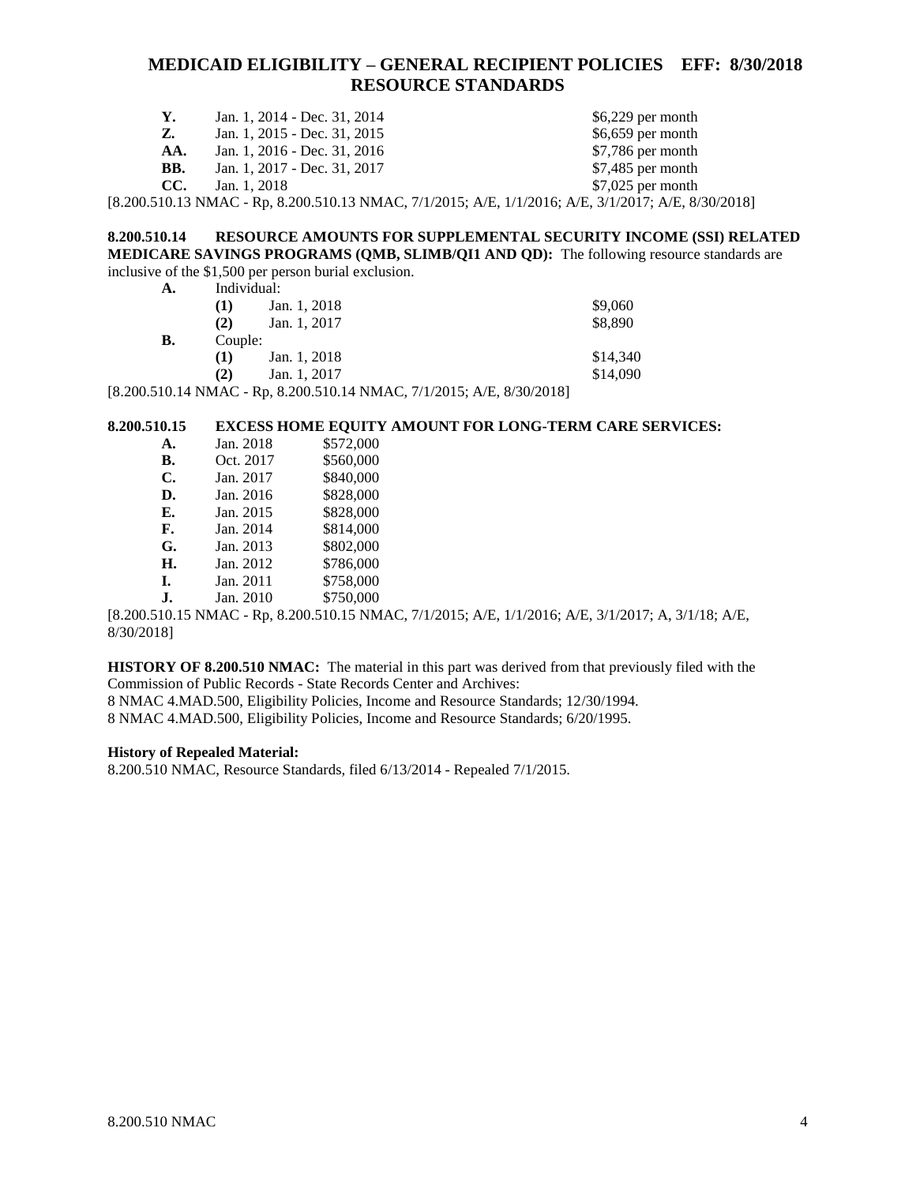**Y.** Jan. 1, 2014 - Dec. 31, 2014 $6,229 per month
**Z.** Jan. 1, 2015 - Dec. 31, 2015 $6,659 per month
**AA.** Jan. 1, 2016 - Dec. 31, 2016 $7,786 per month
**BB.** Jan. 1, 2017 - Dec. 31, 2017 $7,485 per month
**CC.** Jan. 1, 2018 $7,025 per month

[8.200.510.13 NMAC - Rp, 8.200.510.13 NMAC, 7/1/2015; A/E, 1/1/2016; A/E, 3/1/2017; A/E, 8/30/2018]

**8.200.510.14 RESOURCE AMOUNTS FOR SUPPLEMENTAL SECURITY INCOME (SSI) RELATED MEDICARE SAVINGS PROGRAMS (QMB, SLIMB/QI1 AND QD):** The following resource standards are inclusive of the $1,500 per person burial exclusion.

**A.** Individual:
**(1)** Jan. 1, 2018 $9,060
**(2)** Jan. 1, 2017 $8,890

**B.** Couple:
**(1)** Jan. 1, 2018 $14,340
**(2)** Jan. 1, 2017 $14,090

[8.200.510.14 NMAC - Rp, 8.200.510.14 NMAC, 7/1/2015; A/E, 8/30/2018]

**8.200.510.15 EXCESS HOME EQUITY AMOUNT FOR LONG-TERM CARE SERVICES:**

**A.** Jan. 2018 $572,000
**B.** Oct. 2017 $560,000
**C.** Jan. 2017 $840,000
**D.** Jan. 2016 $828,000
**E.** Jan. 2015 $828,000
**F.** Jan. 2014 $814,000
**G.** Jan. 2013 $802,000
**H.** Jan. 2012 $786,000
**I.** Jan. 2011 $758,000
**J.** Jan. 2010 $750,000

[8.200.510.15 NMAC - Rp, 8.200.510.15 NMAC, 7/1/2015; A/E, 1/1/2016; A/E, 3/1/2017; A, 3/1/18; A/E, 8/30/2018]

**HISTORY OF 8.200.510 NMAC:** The material in this part was derived from that previously filed with the Commission of Public Records - State Records Center and Archives:
8 NMAC 4.MAD.500, Eligibility Policies, Income and Resource Standards; 12/30/1994.
8 NMAC 4.MAD.500, Eligibility Policies, Income and Resource Standards; 6/20/1995.

**History of Repealed Material:**
8.200.510 NMAC, Resource Standards, filed 6/13/2014 - Repealed 7/1/2015.